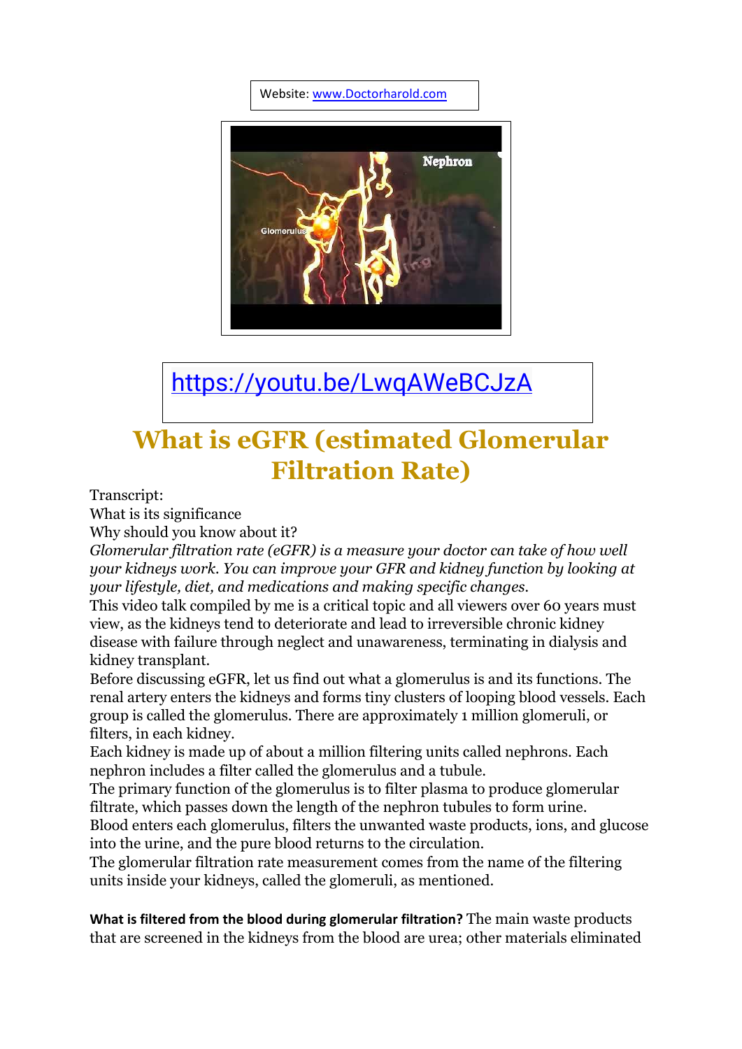Website: www.Doctorharold.com

https://youtu.be/LwqAWeBCJzA

# What is eGFR (estimated Glomerular Filtration Rate)

Transcript:
What is its significance
Why should you know about it?
*Glomerular filtration rate (eGFR) is a measure your doctor can take of how well your kidneys work. You can improve your GFR and kidney function by looking at your lifestyle, diet, and medications and making specific changes.*
This video talk compiled by me is a critical topic and all viewers over 60 years must view, as the kidneys tend to deteriorate and lead to irreversible chronic kidney disease with failure through neglect and unawareness, terminating in dialysis and kidney transplant.
Before discussing eGFR, let us find out what a glomerulus is and its functions. The renal artery enters the kidneys and forms tiny clusters of looping blood vessels. Each group is called the glomerulus. There are approximately 1 million glomeruli, or filters, in each kidney.
Each kidney is made up of about a million filtering units called nephrons. Each nephron includes a filter called the glomerulus and a tubule.
The primary function of the glomerulus is to filter plasma to produce glomerular filtrate, which passes down the length of the nephron tubules to form urine.
Blood enters each glomerulus, filters the unwanted waste products, ions, and glucose into the urine, and the pure blood returns to the circulation.
The glomerular filtration rate measurement comes from the name of the filtering units inside your kidneys, called the glomeruli, as mentioned.

**What is filtered from the blood during glomerular filtration?** The main waste products that are screened in the kidneys from the blood are urea; other materials eliminated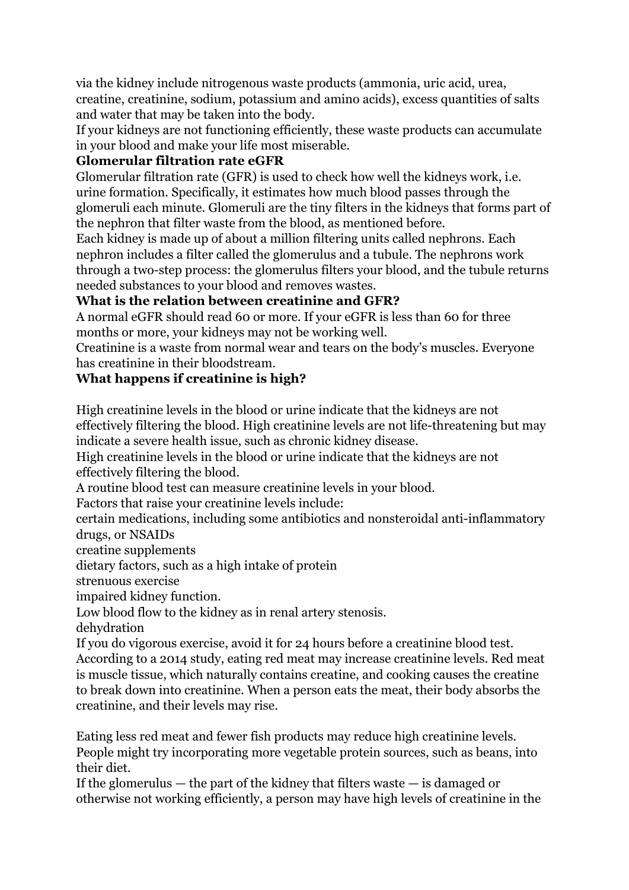via the kidney include nitrogenous waste products (ammonia, uric acid, urea, creatine, creatinine, sodium, potassium and amino acids), excess quantities of salts and water that may be taken into the body.

If your kidneys are not functioning efficiently, these waste products can accumulate in your blood and make your life most miserable.

**Glomerular filtration rate eGFR**

Glomerular filtration rate (GFR) is used to check how well the kidneys work, i.e. urine formation. Specifically, it estimates how much blood passes through the glomeruli each minute. Glomeruli are the tiny filters in the kidneys that forms part of the nephron that filter waste from the blood, as mentioned before.

Each kidney is made up of about a million filtering units called nephrons. Each nephron includes a filter called the glomerulus and a tubule. The nephrons work through a two-step process: the glomerulus filters your blood, and the tubule returns needed substances to your blood and removes wastes.

**What is the relation between creatinine and GFR?**

A normal eGFR should read 60 or more. If your eGFR is less than 60 for three months or more, your kidneys may not be working well.

Creatinine is a waste from normal wear and tears on the body's muscles. Everyone has creatinine in their bloodstream.

**What happens if creatinine is high?**

High creatinine levels in the blood or urine indicate that the kidneys are not effectively filtering the blood. High creatinine levels are not life-threatening but may indicate a severe health issue, such as chronic kidney disease.

High creatinine levels in the blood or urine indicate that the kidneys are not effectively filtering the blood.

A routine blood test can measure creatinine levels in your blood.

Factors that raise your creatinine levels include:

certain medications, including some antibiotics and nonsteroidal anti-inflammatory drugs, or NSAIDs

creatine supplements

dietary factors, such as a high intake of protein

strenuous exercise

impaired kidney function.

Low blood flow to the kidney as in renal artery stenosis.

dehydration

If you do vigorous exercise, avoid it for 24 hours before a creatinine blood test.

According to a 2014 study, eating red meat may increase creatinine levels. Red meat is muscle tissue, which naturally contains creatine, and cooking causes the creatine to break down into creatinine. When a person eats the meat, their body absorbs the creatinine, and their levels may rise.

Eating less red meat and fewer fish products may reduce high creatinine levels. People might try incorporating more vegetable protein sources, such as beans, into their diet.

If the glomerulus — the part of the kidney that filters waste — is damaged or otherwise not working efficiently, a person may have high levels of creatinine in the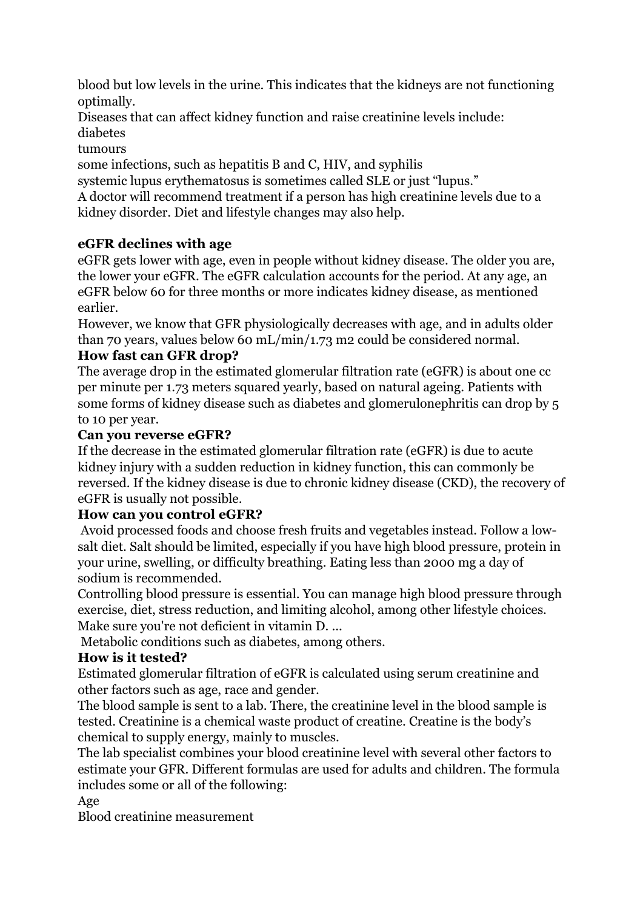blood but low levels in the urine. This indicates that the kidneys are not functioning optimally.

Diseases that can affect kidney function and raise creatinine levels include:

diabetes

tumours

some infections, such as hepatitis B and C, HIV, and syphilis

systemic lupus erythematosus is sometimes called SLE or just "lupus."

A doctor will recommend treatment if a person has high creatinine levels due to a kidney disorder. Diet and lifestyle changes may also help.

**eGFR declines with age**

eGFR gets lower with age, even in people without kidney disease. The older you are, the lower your eGFR. The eGFR calculation accounts for the period. At any age, an eGFR below 60 for three months or more indicates kidney disease, as mentioned earlier.

However, we know that GFR physiologically decreases with age, and in adults older than 70 years, values below 60 mL/min/1.73 m2 could be considered normal.

**How fast can GFR drop?**

The average drop in the estimated glomerular filtration rate (eGFR) is about one cc per minute per 1.73 meters squared yearly, based on natural ageing. Patients with some forms of kidney disease such as diabetes and glomerulonephritis can drop by 5 to 10 per year.

**Can you reverse eGFR?**

If the decrease in the estimated glomerular filtration rate (eGFR) is due to acute kidney injury with a sudden reduction in kidney function, this can commonly be reversed. If the kidney disease is due to chronic kidney disease (CKD), the recovery of eGFR is usually not possible.

**How can you control eGFR?**

Avoid processed foods and choose fresh fruits and vegetables instead. Follow a low-salt diet. Salt should be limited, especially if you have high blood pressure, protein in your urine, swelling, or difficulty breathing. Eating less than 2000 mg a day of sodium is recommended.

Controlling blood pressure is essential. You can manage high blood pressure through exercise, diet, stress reduction, and limiting alcohol, among other lifestyle choices.

Make sure you're not deficient in vitamin D. ...

Metabolic conditions such as diabetes, among others.

**How is it tested?**

Estimated glomerular filtration of eGFR is calculated using serum creatinine and other factors such as age, race and gender.

The blood sample is sent to a lab. There, the creatinine level in the blood sample is tested. Creatinine is a chemical waste product of creatine. Creatine is the body's chemical to supply energy, mainly to muscles.

The lab specialist combines your blood creatinine level with several other factors to estimate your GFR. Different formulas are used for adults and children. The formula includes some or all of the following:

Age

Blood creatinine measurement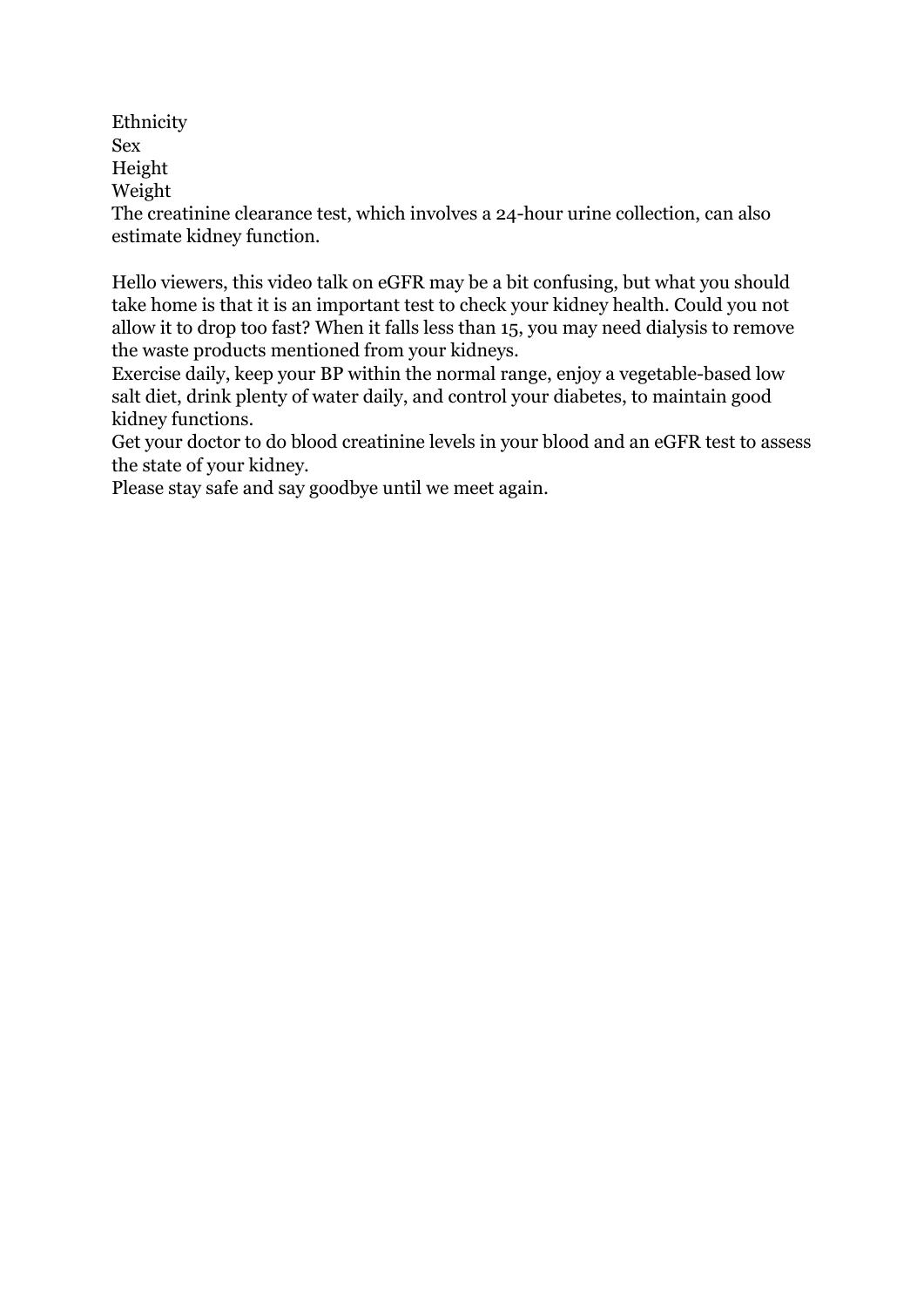Ethnicity
Sex
Height
Weight
The creatinine clearance test, which involves a 24-hour urine collection, can also estimate kidney function.

Hello viewers, this video talk on eGFR may be a bit confusing, but what you should take home is that it is an important test to check your kidney health. Could you not allow it to drop too fast? When it falls less than 15, you may need dialysis to remove the waste products mentioned from your kidneys.
Exercise daily, keep your BP within the normal range, enjoy a vegetable-based low salt diet, drink plenty of water daily, and control your diabetes, to maintain good kidney functions.
Get your doctor to do blood creatinine levels in your blood and an eGFR test to assess the state of your kidney.
Please stay safe and say goodbye until we meet again.